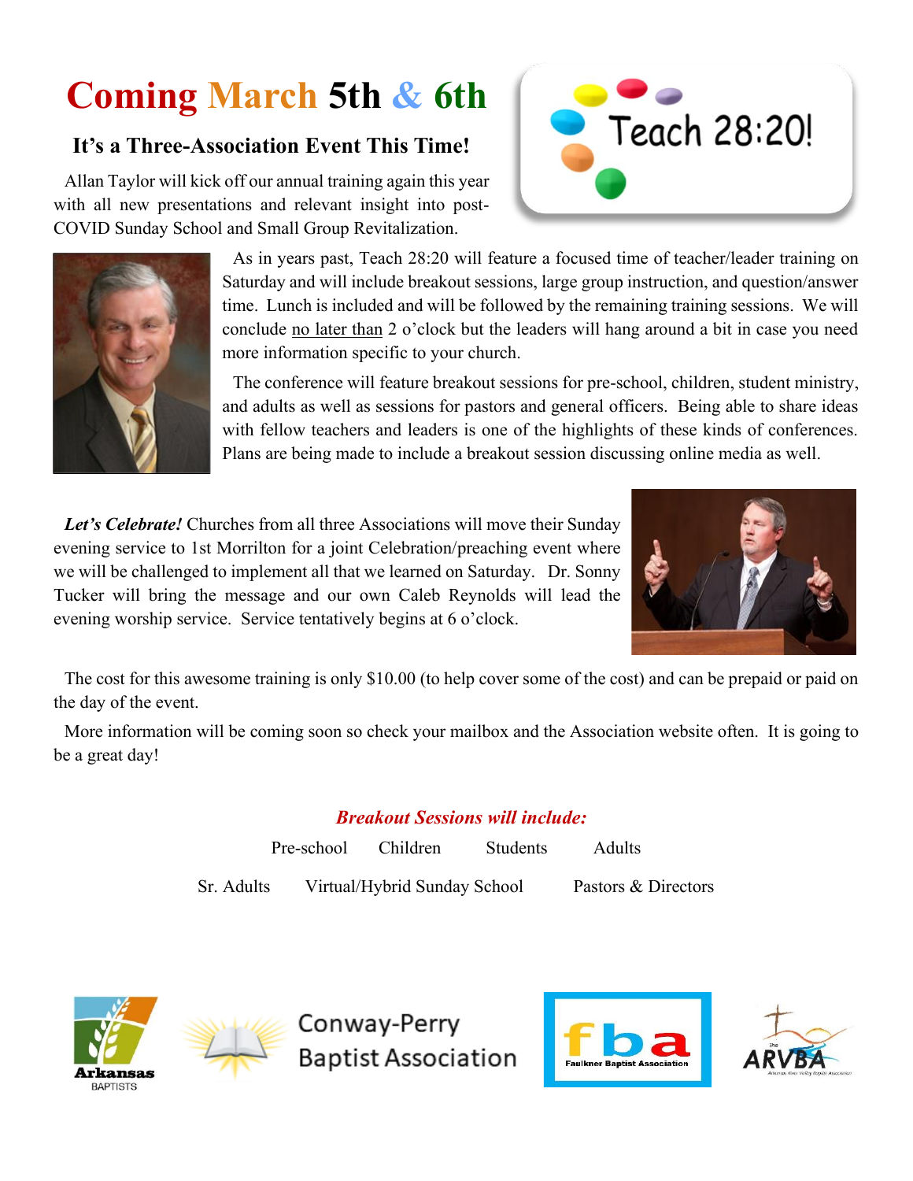# Coming March 5th & 6th

Teach 28:20!

## It's a Three-Association Event This Time!

Allan Taylor will kick off our annual training again this year with all new presentations and relevant insight into post-COVID Sunday School and Small Group Revitalization.

As in years past, Teach 28:20 will feature a focused time of teacher/leader training on Saturday and will include breakout sessions, large group instruction, and question/answer time. Lunch is included and will be followed by the remaining training sessions. We will conclude no later than 2 o'clock but the leaders will hang around a bit in case you need more information specific to your church.

The conference will feature breakout sessions for pre-school, children, student ministry, and adults as well as sessions for pastors and general officers. Being able to share ideas with fellow teachers and leaders is one of the highlights of these kinds of conferences. Plans are being made to include a breakout session discussing online media as well.

***Let's Celebrate!*** Churches from all three Associations will move their Sunday evening service to 1st Morrilton for a joint Celebration/preaching event where we will be challenged to implement all that we learned on Saturday. Dr. Sonny Tucker will bring the message and our own Caleb Reynolds will lead the evening worship service. Service tentatively begins at 6 o'clock.

The cost for this awesome training is only $10.00 (to help cover some of the cost) and can be prepaid or paid on the day of the event.

More information will be coming soon so check your mailbox and the Association website often. It is going to be a great day!

***Breakout Sessions will include:***

Pre-school    Children    Students    Adults

Sr. Adults    Virtual/Hybrid Sunday School    Pastors & Directors

Arkansas BAPTISTS

Conway-Perry Baptist Association

fba Faulkner Baptist Association

ARVBA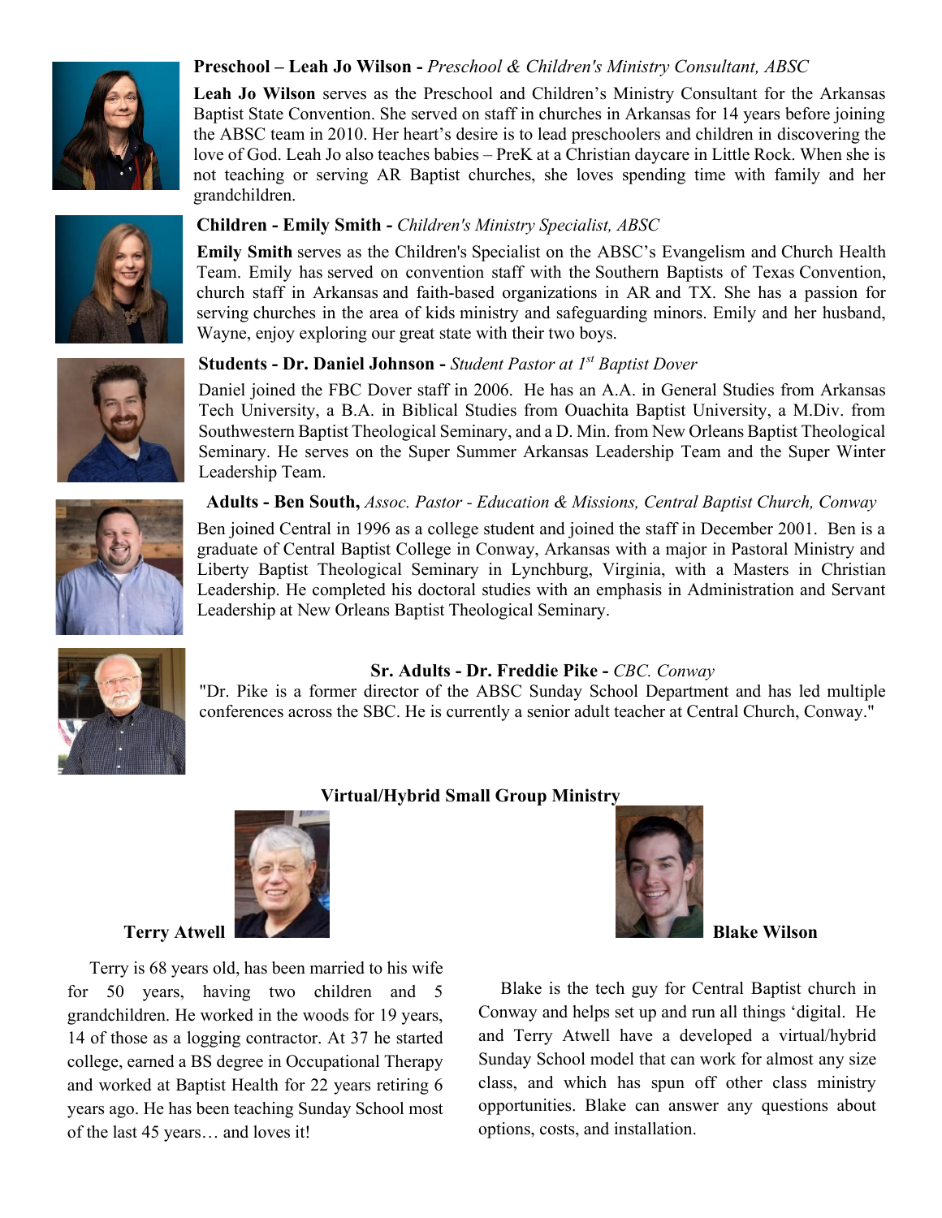**Preschool – Leah Jo Wilson -** *Preschool & Children's Ministry Consultant, ABSC*

**Leah Jo Wilson** serves as the Preschool and Children's Ministry Consultant for the Arkansas Baptist State Convention. She served on staff in churches in Arkansas for 14 years before joining the ABSC team in 2010. Her heart's desire is to lead preschoolers and children in discovering the love of God. Leah Jo also teaches babies – PreK at a Christian daycare in Little Rock. When she is not teaching or serving AR Baptist churches, she loves spending time with family and her grandchildren.

**Children - Emily Smith -** *Children's Ministry Specialist, ABSC*

**Emily Smith** serves as the Children's Specialist on the ABSC's Evangelism and Church Health Team. Emily has served on convention staff with the Southern Baptists of Texas Convention, church staff in Arkansas and faith-based organizations in AR and TX. She has a passion for serving churches in the area of kids ministry and safeguarding minors. Emily and her husband, Wayne, enjoy exploring our great state with their two boys.

**Students - Dr. Daniel Johnson -** *Student Pastor at 1st Baptist Dover*

Daniel joined the FBC Dover staff in 2006. He has an A.A. in General Studies from Arkansas Tech University, a B.A. in Biblical Studies from Ouachita Baptist University, a M.Div. from Southwestern Baptist Theological Seminary, and a D. Min. from New Orleans Baptist Theological Seminary. He serves on the Super Summer Arkansas Leadership Team and the Super Winter Leadership Team.

**Adults - Ben South,** *Assoc. Pastor - Education & Missions, Central Baptist Church, Conway*

Ben joined Central in 1996 as a college student and joined the staff in December 2001. Ben is a graduate of Central Baptist College in Conway, Arkansas with a major in Pastoral Ministry and Liberty Baptist Theological Seminary in Lynchburg, Virginia, with a Masters in Christian Leadership. He completed his doctoral studies with an emphasis in Administration and Servant Leadership at New Orleans Baptist Theological Seminary.

**Sr. Adults - Dr. Freddie Pike -** *CBC. Conway*

"Dr. Pike is a former director of the ABSC Sunday School Department and has led multiple conferences across the SBC. He is currently a senior adult teacher at Central Church, Conway."

**Virtual/Hybrid Small Group Ministry**

**Terry Atwell**

Terry is 68 years old, has been married to his wife for 50 years, having two children and 5 grandchildren. He worked in the woods for 19 years, 14 of those as a logging contractor. At 37 he started college, earned a BS degree in Occupational Therapy and worked at Baptist Health for 22 years retiring 6 years ago. He has been teaching Sunday School most of the last 45 years… and loves it!

**Blake Wilson**

Blake is the tech guy for Central Baptist church in Conway and helps set up and run all things 'digital. He and Terry Atwell have a developed a virtual/hybrid Sunday School model that can work for almost any size class, and which has spun off other class ministry opportunities. Blake can answer any questions about options, costs, and installation.